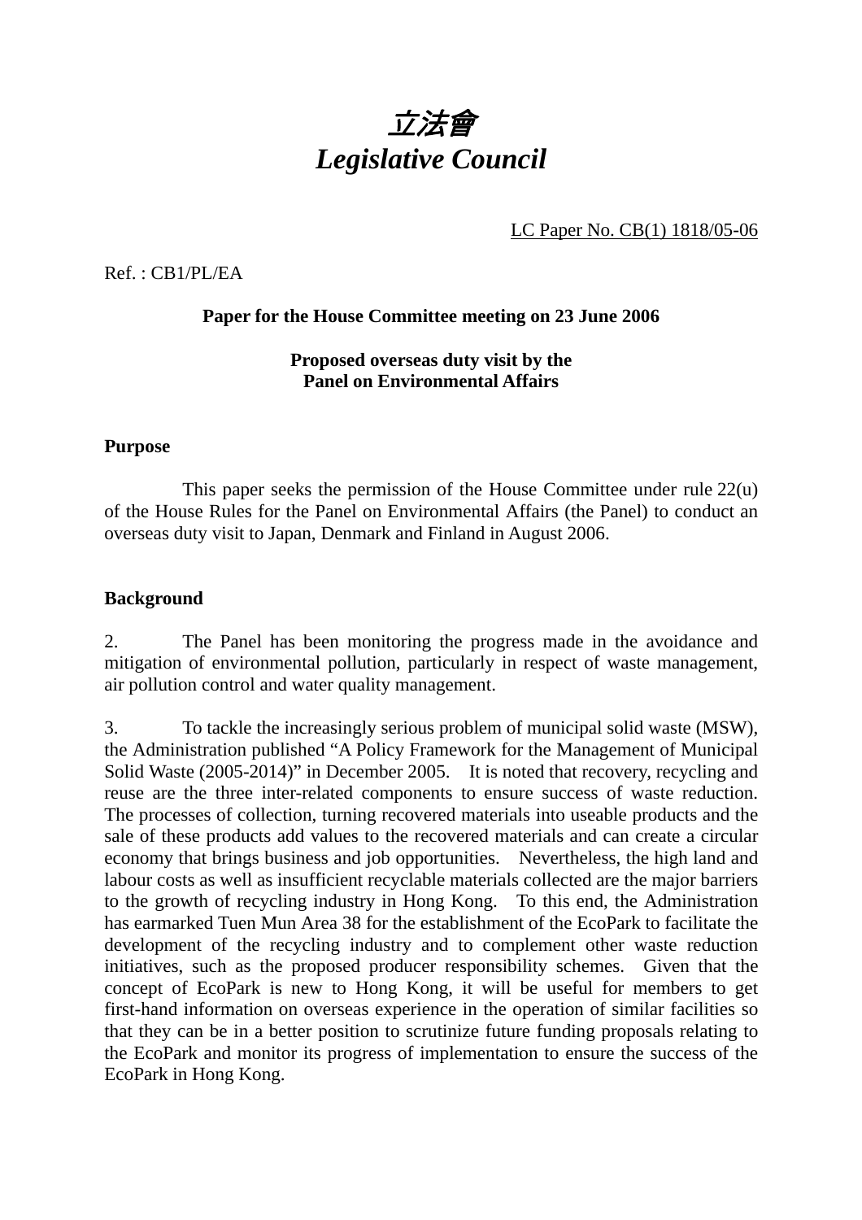# *立法會*
# *Legislative Council*

LC Paper No. CB(1) 1818/05-06

Ref. : CB1/PL/EA

**Paper for the House Committee meeting on 23 June 2006**

**Proposed overseas duty visit by the Panel on Environmental Affairs**

## Purpose

This paper seeks the permission of the House Committee under rule 22(u) of the House Rules for the Panel on Environmental Affairs (the Panel) to conduct an overseas duty visit to Japan, Denmark and Finland in August 2006.

## Background

2. The Panel has been monitoring the progress made in the avoidance and mitigation of environmental pollution, particularly in respect of waste management, air pollution control and water quality management.

3. To tackle the increasingly serious problem of municipal solid waste (MSW), the Administration published "A Policy Framework for the Management of Municipal Solid Waste (2005-2014)" in December 2005. It is noted that recovery, recycling and reuse are the three inter-related components to ensure success of waste reduction. The processes of collection, turning recovered materials into useable products and the sale of these products add values to the recovered materials and can create a circular economy that brings business and job opportunities. Nevertheless, the high land and labour costs as well as insufficient recyclable materials collected are the major barriers to the growth of recycling industry in Hong Kong. To this end, the Administration has earmarked Tuen Mun Area 38 for the establishment of the EcoPark to facilitate the development of the recycling industry and to complement other waste reduction initiatives, such as the proposed producer responsibility schemes. Given that the concept of EcoPark is new to Hong Kong, it will be useful for members to get first-hand information on overseas experience in the operation of similar facilities so that they can be in a better position to scrutinize future funding proposals relating to the EcoPark and monitor its progress of implementation to ensure the success of the EcoPark in Hong Kong.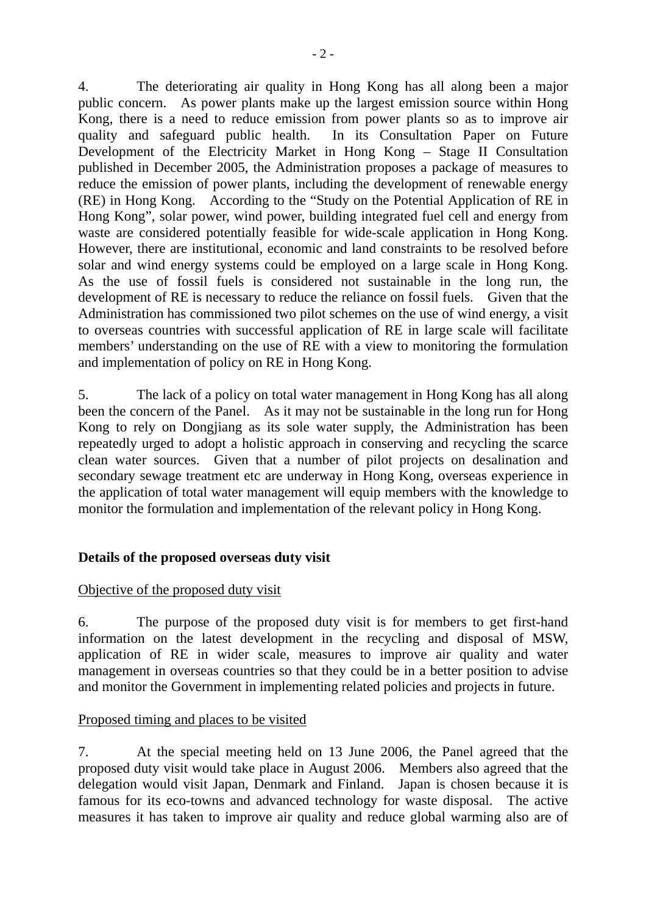4. The deteriorating air quality in Hong Kong has all along been a major public concern. As power plants make up the largest emission source within Hong Kong, there is a need to reduce emission from power plants so as to improve air quality and safeguard public health. In its Consultation Paper on Future Development of the Electricity Market in Hong Kong – Stage II Consultation published in December 2005, the Administration proposes a package of measures to reduce the emission of power plants, including the development of renewable energy (RE) in Hong Kong. According to the "Study on the Potential Application of RE in Hong Kong", solar power, wind power, building integrated fuel cell and energy from waste are considered potentially feasible for wide-scale application in Hong Kong. However, there are institutional, economic and land constraints to be resolved before solar and wind energy systems could be employed on a large scale in Hong Kong. As the use of fossil fuels is considered not sustainable in the long run, the development of RE is necessary to reduce the reliance on fossil fuels. Given that the Administration has commissioned two pilot schemes on the use of wind energy, a visit to overseas countries with successful application of RE in large scale will facilitate members' understanding on the use of RE with a view to monitoring the formulation and implementation of policy on RE in Hong Kong.

5. The lack of a policy on total water management in Hong Kong has all along been the concern of the Panel. As it may not be sustainable in the long run for Hong Kong to rely on Dongjiang as its sole water supply, the Administration has been repeatedly urged to adopt a holistic approach in conserving and recycling the scarce clean water sources. Given that a number of pilot projects on desalination and secondary sewage treatment etc are underway in Hong Kong, overseas experience in the application of total water management will equip members with the knowledge to monitor the formulation and implementation of the relevant policy in Hong Kong.

**Details of the proposed overseas duty visit**

Objective of the proposed duty visit

6. The purpose of the proposed duty visit is for members to get first-hand information on the latest development in the recycling and disposal of MSW, application of RE in wider scale, measures to improve air quality and water management in overseas countries so that they could be in a better position to advise and monitor the Government in implementing related policies and projects in future.

Proposed timing and places to be visited

7. At the special meeting held on 13 June 2006, the Panel agreed that the proposed duty visit would take place in August 2006. Members also agreed that the delegation would visit Japan, Denmark and Finland. Japan is chosen because it is famous for its eco-towns and advanced technology for waste disposal. The active measures it has taken to improve air quality and reduce global warming also are of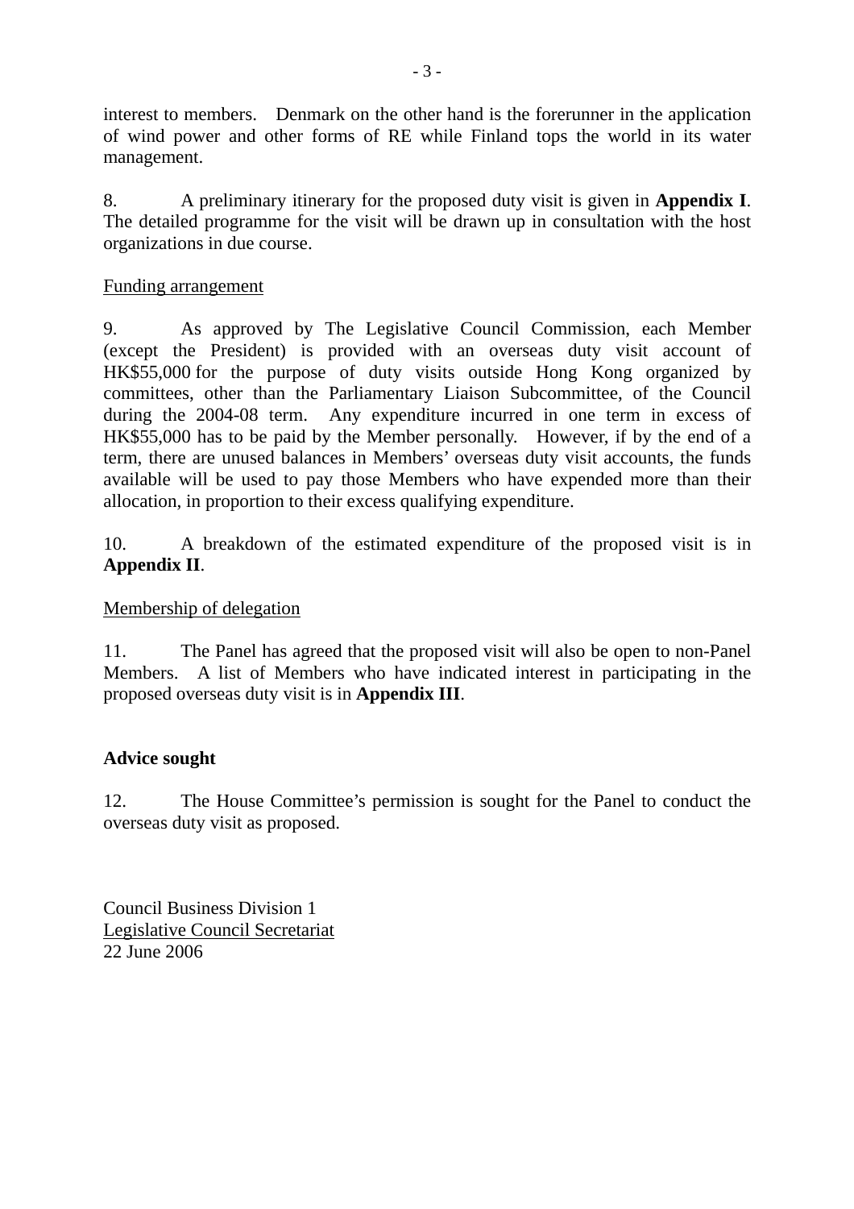interest to members. Denmark on the other hand is the forerunner in the application of wind power and other forms of RE while Finland tops the world in its water management.

8. A preliminary itinerary for the proposed duty visit is given in **Appendix I**. The detailed programme for the visit will be drawn up in consultation with the host organizations in due course.

<u>Funding arrangement</u>

9. As approved by The Legislative Council Commission, each Member (except the President) is provided with an overseas duty visit account of HK$55,000 for the purpose of duty visits outside Hong Kong organized by committees, other than the Parliamentary Liaison Subcommittee, of the Council during the 2004-08 term. Any expenditure incurred in one term in excess of HK$55,000 has to be paid by the Member personally. However, if by the end of a term, there are unused balances in Members' overseas duty visit accounts, the funds available will be used to pay those Members who have expended more than their allocation, in proportion to their excess qualifying expenditure.

10. A breakdown of the estimated expenditure of the proposed visit is in **Appendix II**.

<u>Membership of delegation</u>

11. The Panel has agreed that the proposed visit will also be open to non-Panel Members. A list of Members who have indicated interest in participating in the proposed overseas duty visit is in **Appendix III**.

**Advice sought**

12. The House Committee's permission is sought for the Panel to conduct the overseas duty visit as proposed.

Council Business Division 1
<u>Legislative Council Secretariat</u>
22 June 2006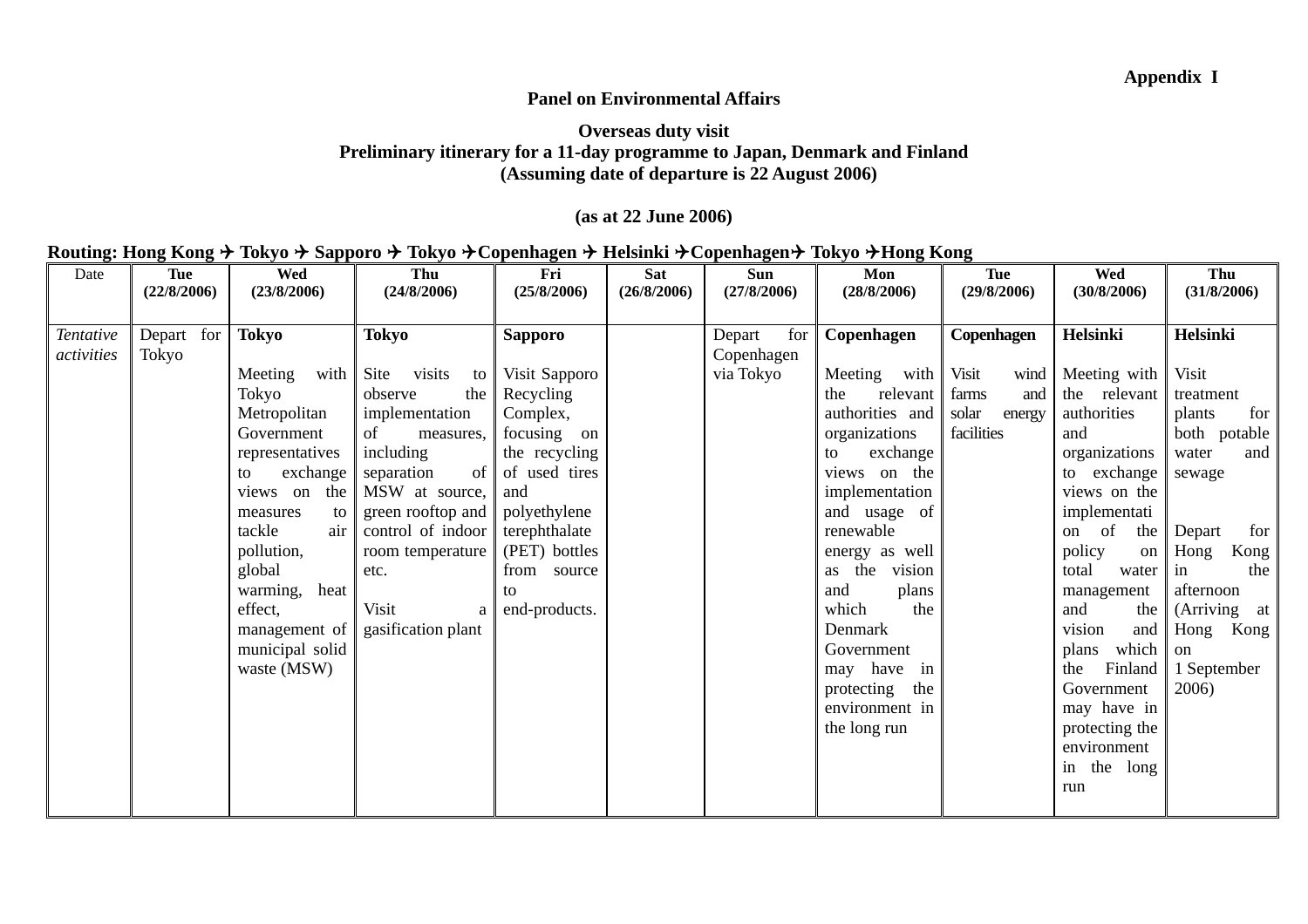**Appendix I**

**Panel on Environmental Affairs**

**Overseas duty visit**
**Preliminary itinerary for a 11-day programme to Japan, Denmark and Finland**
**(Assuming date of departure is 22 August 2006)**

**(as at 22 June 2006)**

**Routing: Hong Kong ✈ Tokyo ✈ Sapporo ✈ Tokyo ✈Copenhagen ✈ Helsinki ✈Copenhagen✈ Tokyo ✈Hong Kong**

| Date | **Tue (22/8/2006)** | **Wed (23/8/2006)** | **Thu (24/8/2006)** | **Fri (25/8/2006)** | **Sat (26/8/2006)** | **Sun (27/8/2006)** | **Mon (28/8/2006)** | **Tue (29/8/2006)** | **Wed (30/8/2006)** | **Thu (31/8/2006)** |
|---|---|---|---|---|---|---|---|---|---|---|
| *Tentative activities* | Depart for Tokyo | **Tokyo**<br><br>Meeting with Tokyo Metropolitan Government representatives to exchange views on the measures to tackle air pollution, global warming, heat effect, management of municipal solid waste (MSW) | **Tokyo**<br><br>Site visits to observe the implementation of measures, including separation of MSW at source, green rooftop and control of indoor room temperature etc.<br><br>Visit a gasification plant | **Sapporo**<br><br>Visit Sapporo Recycling Complex, focusing on the recycling of used tires and polyethylene terephthalate (PET) bottles from source to end-products. | | Depart for Copenhagen via Tokyo | **Copenhagen**<br><br>Meeting with the relevant authorities and organizations to exchange views on the implementation and usage of renewable energy as well as the vision and plans which the Denmark Government may have in protecting the environment in the long run | **Copenhagen**<br><br>Visit wind farms and solar energy facilities | **Helsinki**<br><br>Meeting with the relevant authorities and organizations to exchange views on the implementation of the policy on total water management and the vision and plans which the Finland Government may have in protecting the environment in the long run | **Helsinki**<br><br>Visit treatment plants for both potable water and sewage<br><br>Depart for Hong Kong in the afternoon (Arriving at Hong Kong on 1 September 2006) |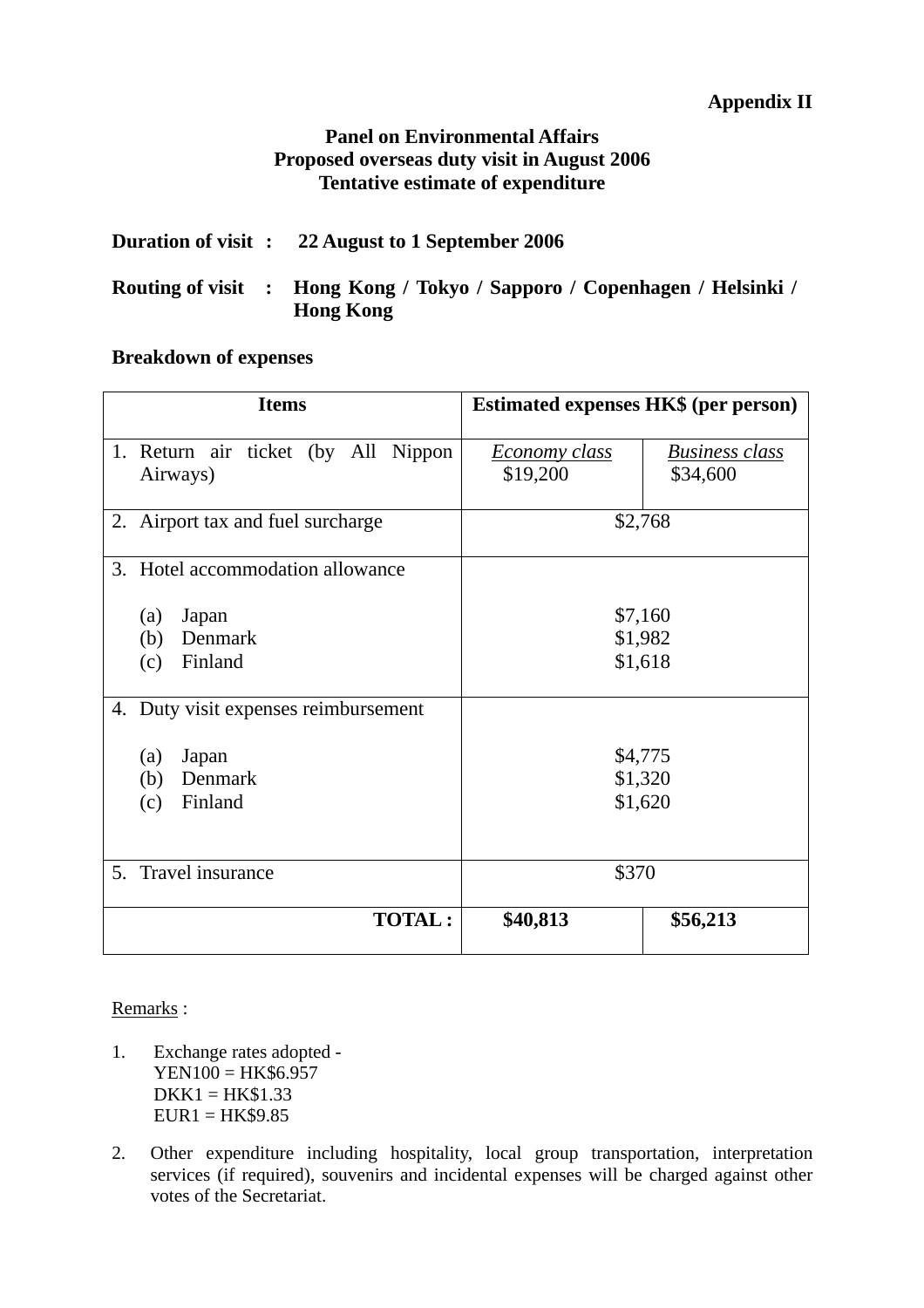**Appendix II**

**Panel on Environmental Affairs**
**Proposed overseas duty visit in August 2006**
**Tentative estimate of expenditure**

**Duration of visit :** **22 August to 1 September 2006**

**Routing of visit :** **Hong Kong / Tokyo / Sapporo / Copenhagen / Helsinki / Hong Kong**

**Breakdown of expenses**

| Items | Estimated expenses HK$ (per person) | |
|---|---|---|
| 1. Return air ticket (by All Nippon Airways) | *Economy class* $19,200 | *Business class* $34,600 |
| 2. Airport tax and fuel surcharge | $2,768 | |
| 3. Hotel accommodation allowance<br>(a) Japan<br>(b) Denmark<br>(c) Finland | <br>$7,160<br>$1,982<br>$1,618 | |
| 4. Duty visit expenses reimbursement<br>(a) Japan<br>(b) Denmark<br>(c) Finland | <br>$4,775<br>$1,320<br>$1,620 | |
| 5. Travel insurance | $370 | |
| **TOTAL :** | **$40,813** | **$56,213** |

Remarks :

1. Exchange rates adopted -
   YEN100 = HK$6.957
   DKK1 = HK$1.33
   EUR1 = HK$9.85

2. Other expenditure including hospitality, local group transportation, interpretation services (if required), souvenirs and incidental expenses will be charged against other votes of the Secretariat.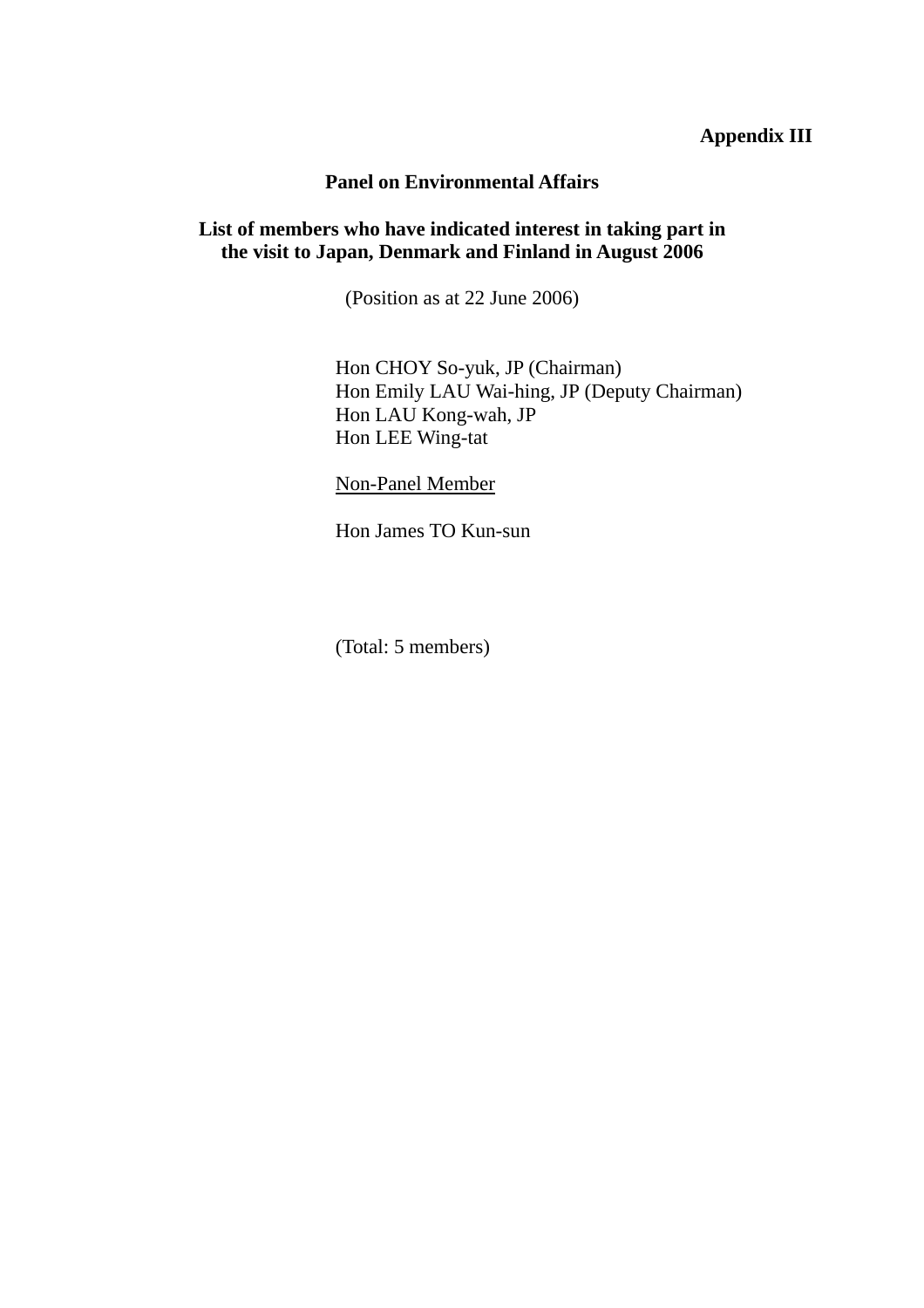**Appendix III**

**Panel on Environmental Affairs**

**List of members who have indicated interest in taking part in the visit to Japan, Denmark and Finland in August 2006**

(Position as at 22 June 2006)

Hon CHOY So-yuk, JP (Chairman)
Hon Emily LAU Wai-hing, JP (Deputy Chairman)
Hon LAU Kong-wah, JP
Hon LEE Wing-tat

<u>Non-Panel Member</u>

Hon James TO Kun-sun

(Total: 5 members)